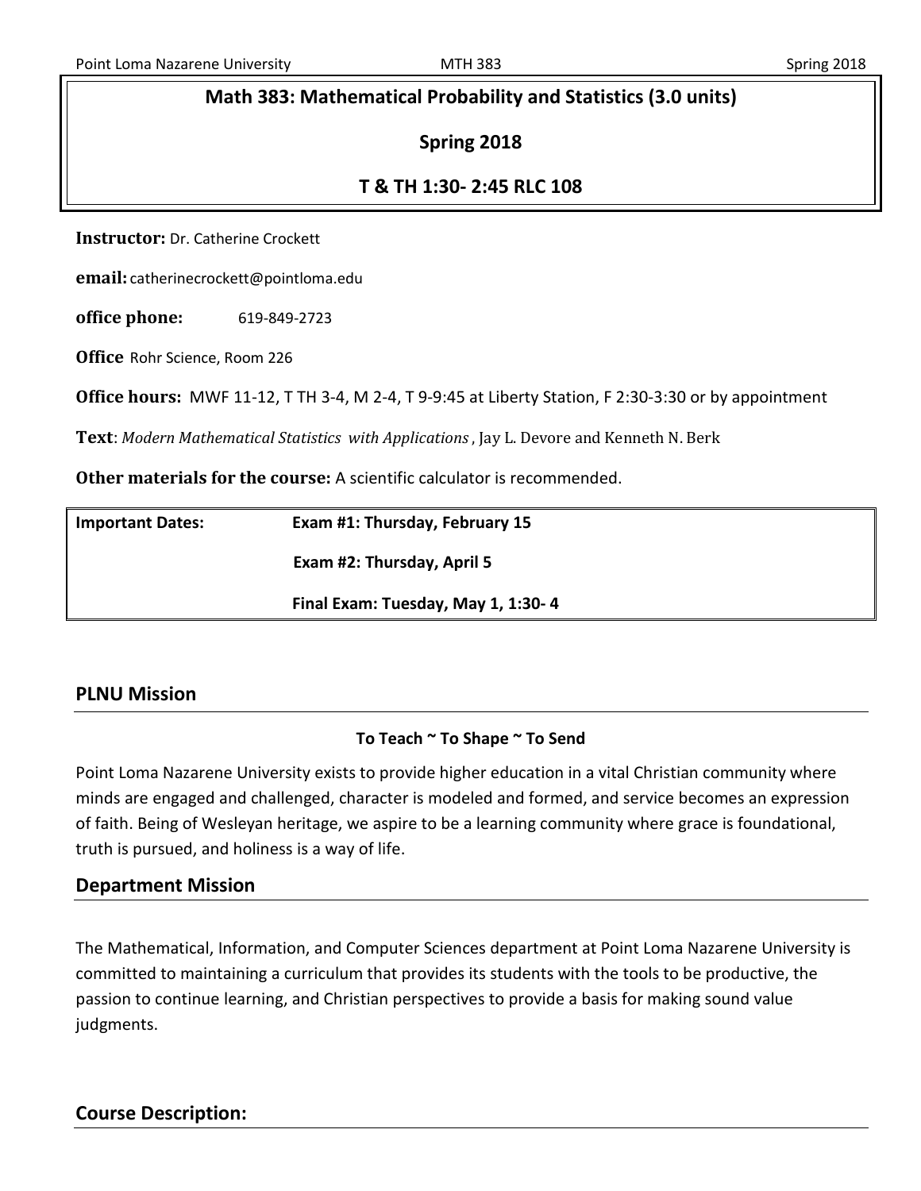# Math 383: Mathematical Probability and Statistics (3.0 units)

## Spring 2018

## T & TH 1:30- 2:45 RLC 108

**Instructor:** Dr. Catherine Crockett

**email:** catherinecrockett@pointloma.edu

**office phone:** 619-849-2723

**Office** Rohr Science, Room 226

**Office hours:** MWF 11-12, T TH 3-4, M 2-4, T 9-9:45 at Liberty Station, F 2:30-3:30 or by appointment

**Text**: *Modern Mathematical Statistics with Applications*, Jay L. Devore and Kenneth N. Berk

**Other materials for the course:** A scientific calculator is recommended.

| **Important Dates:** | **Exam #1: Thursday, February 15** |
|---|---|
| | **Exam #2: Thursday, April 5** |
| | **Final Exam: Tuesday, May 1, 1:30- 4** |

## PLNU Mission

**To Teach ~ To Shape ~ To Send**

Point Loma Nazarene University exists to provide higher education in a vital Christian community where minds are engaged and challenged, character is modeled and formed, and service becomes an expression of faith. Being of Wesleyan heritage, we aspire to be a learning community where grace is foundational, truth is pursued, and holiness is a way of life.

## Department Mission

The Mathematical, Information, and Computer Sciences department at Point Loma Nazarene University is committed to maintaining a curriculum that provides its students with the tools to be productive, the passion to continue learning, and Christian perspectives to provide a basis for making sound value judgments.

## Course Description: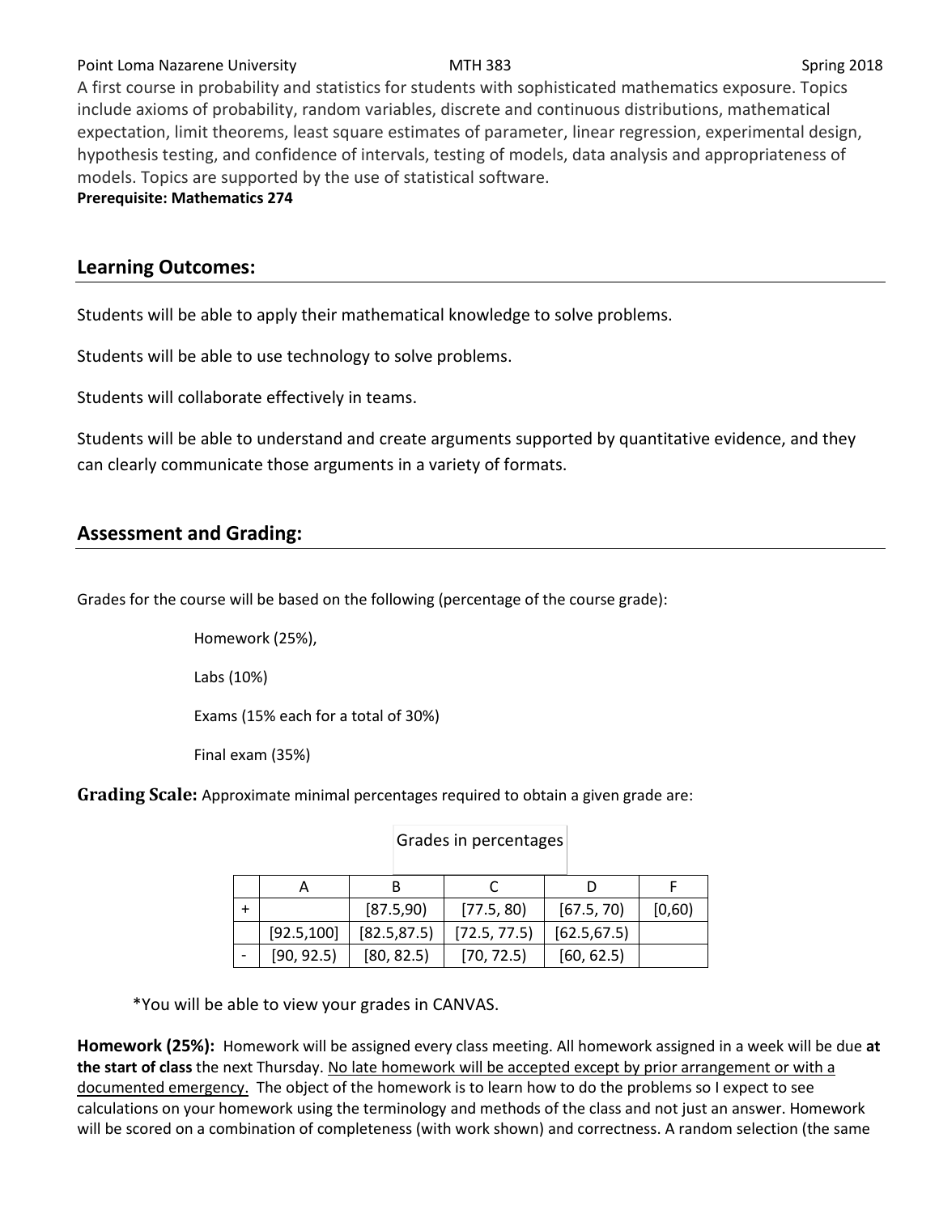Point Loma Nazarene University MTH 383 Spring 2018

A first course in probability and statistics for students with sophisticated mathematics exposure. Topics include axioms of probability, random variables, discrete and continuous distributions, mathematical expectation, limit theorems, least square estimates of parameter, linear regression, experimental design, hypothesis testing, and confidence of intervals, testing of models, data analysis and appropriateness of models. Topics are supported by the use of statistical software.

**Prerequisite: Mathematics 274**

## Learning Outcomes:

Students will be able to apply their mathematical knowledge to solve problems.

Students will be able to use technology to solve problems.

Students will collaborate effectively in teams.

Students will be able to understand and create arguments supported by quantitative evidence, and they can clearly communicate those arguments in a variety of formats.

## Assessment and Grading:

Grades for the course will be based on the following (percentage of the course grade):

Homework (25%),

Labs (10%)

Exams (15% each for a total of 30%)

Final exam (35%)

**Grading Scale:** Approximate minimal percentages required to obtain a given grade are:

Grades in percentages

| | A | B | C | D | F |
|---|---|---|---|---|---|
| + | | [87.5,90) | [77.5, 80) | [67.5, 70) | [0,60) |
| | [92.5,100] | [82.5,87.5) | [72.5, 77.5) | [62.5,67.5) | |
| - | [90, 92.5) | [80, 82.5) | [70, 72.5) | [60, 62.5) | |

*You will be able to view your grades in CANVAS.

**Homework (25%):** Homework will be assigned every class meeting. All homework assigned in a week will be due **at the start of class** the next Thursday. No late homework will be accepted except by prior arrangement or with a documented emergency. The object of the homework is to learn how to do the problems so I expect to see calculations on your homework using the terminology and methods of the class and not just an answer. Homework will be scored on a combination of completeness (with work shown) and correctness. A random selection (the same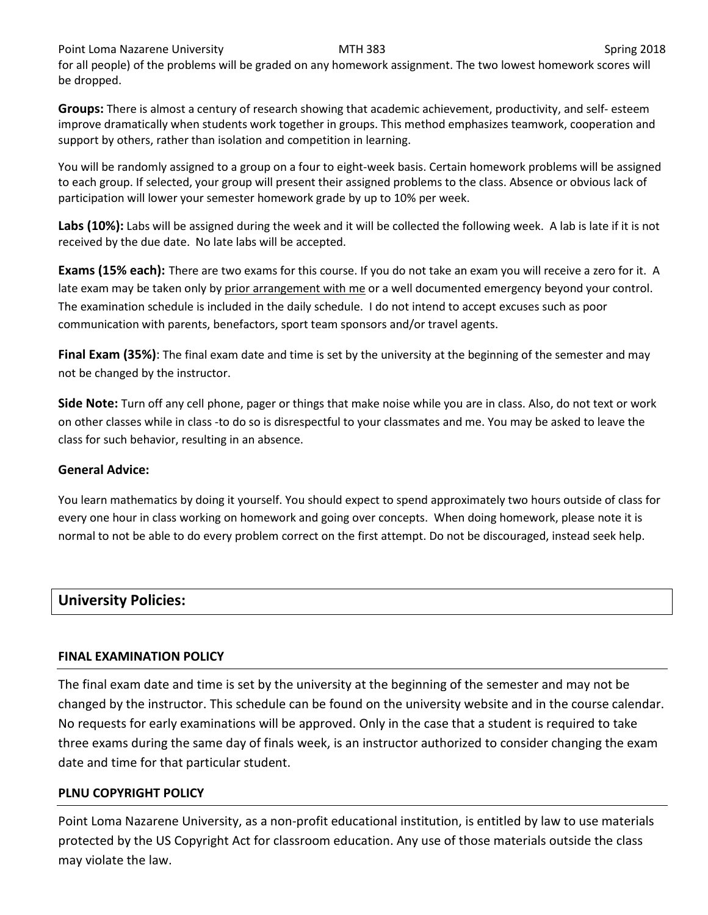for all people) of the problems will be graded on any homework assignment. The two lowest homework scores will be dropped.

**Groups:** There is almost a century of research showing that academic achievement, productivity, and self- esteem improve dramatically when students work together in groups. This method emphasizes teamwork, cooperation and support by others, rather than isolation and competition in learning.

You will be randomly assigned to a group on a four to eight-week basis. Certain homework problems will be assigned to each group. If selected, your group will present their assigned problems to the class. Absence or obvious lack of participation will lower your semester homework grade by up to 10% per week.

**Labs (10%):** Labs will be assigned during the week and it will be collected the following week. A lab is late if it is not received by the due date. No late labs will be accepted.

**Exams (15% each):** There are two exams for this course. If you do not take an exam you will receive a zero for it. A late exam may be taken only by prior arrangement with me or a well documented emergency beyond your control. The examination schedule is included in the daily schedule. I do not intend to accept excuses such as poor communication with parents, benefactors, sport team sponsors and/or travel agents.

**Final Exam (35%)**: The final exam date and time is set by the university at the beginning of the semester and may not be changed by the instructor.

**Side Note:** Turn off any cell phone, pager or things that make noise while you are in class. Also, do not text or work on other classes while in class -to do so is disrespectful to your classmates and me. You may be asked to leave the class for such behavior, resulting in an absence.

**General Advice:**

You learn mathematics by doing it yourself. You should expect to spend approximately two hours outside of class for every one hour in class working on homework and going over concepts. When doing homework, please note it is normal to not be able to do every problem correct on the first attempt. Do not be discouraged, instead seek help.

## University Policies:

### FINAL EXAMINATION POLICY

The final exam date and time is set by the university at the beginning of the semester and may not be changed by the instructor. This schedule can be found on the university website and in the course calendar. No requests for early examinations will be approved. Only in the case that a student is required to take three exams during the same day of finals week, is an instructor authorized to consider changing the exam date and time for that particular student.

### PLNU COPYRIGHT POLICY

Point Loma Nazarene University, as a non-profit educational institution, is entitled by law to use materials protected by the US Copyright Act for classroom education. Any use of those materials outside the class may violate the law.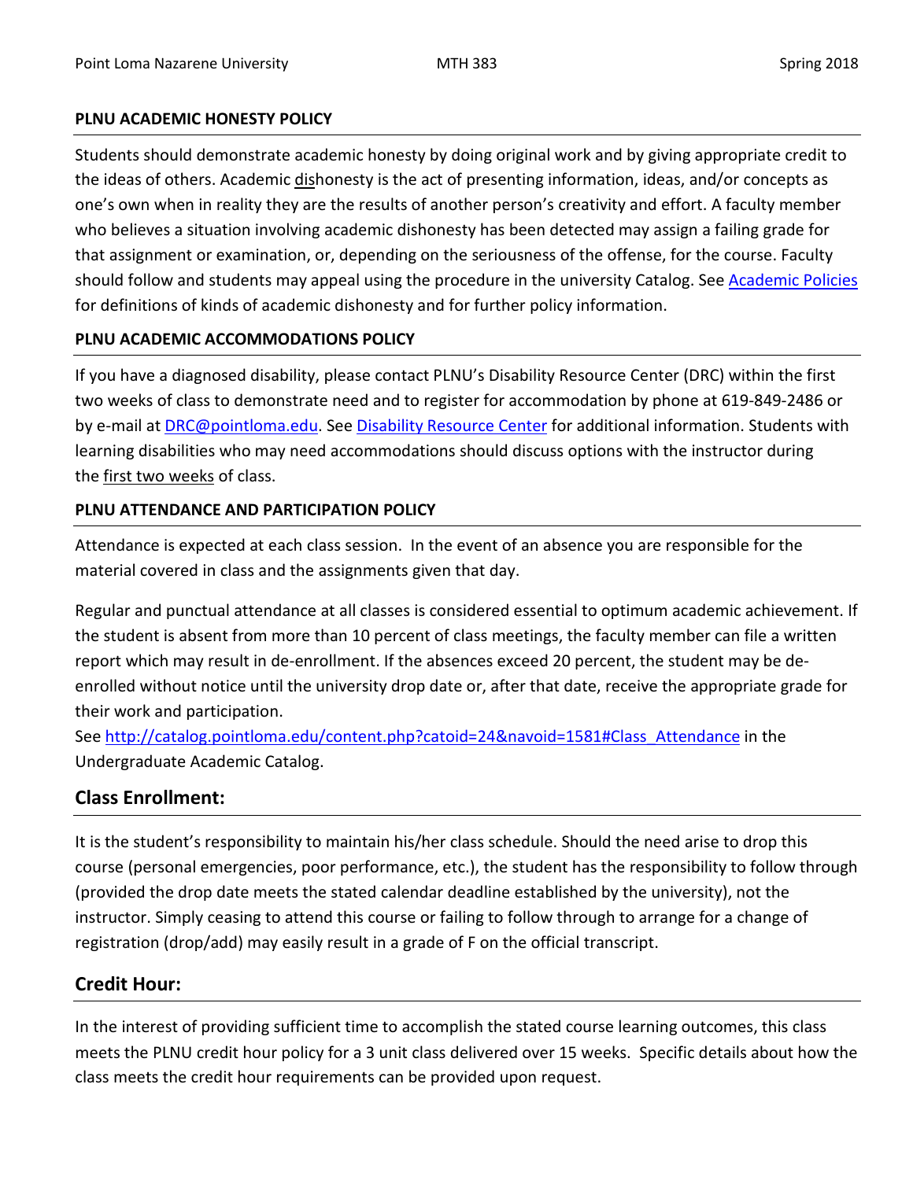## PLNU ACADEMIC HONESTY POLICY

Students should demonstrate academic honesty by doing original work and by giving appropriate credit to the ideas of others. Academic dishonesty is the act of presenting information, ideas, and/or concepts as one's own when in reality they are the results of another person's creativity and effort. A faculty member who believes a situation involving academic dishonesty has been detected may assign a failing grade for that assignment or examination, or, depending on the seriousness of the offense, for the course. Faculty should follow and students may appeal using the procedure in the university Catalog. See Academic Policies for definitions of kinds of academic dishonesty and for further policy information.

## PLNU ACADEMIC ACCOMMODATIONS POLICY

If you have a diagnosed disability, please contact PLNU's Disability Resource Center (DRC) within the first two weeks of class to demonstrate need and to register for accommodation by phone at 619-849-2486 or by e-mail at DRC@pointloma.edu. See Disability Resource Center for additional information. Students with learning disabilities who may need accommodations should discuss options with the instructor during the first two weeks of class.

## PLNU ATTENDANCE AND PARTICIPATION POLICY

Attendance is expected at each class session. In the event of an absence you are responsible for the material covered in class and the assignments given that day.

Regular and punctual attendance at all classes is considered essential to optimum academic achievement. If the student is absent from more than 10 percent of class meetings, the faculty member can file a written report which may result in de-enrollment. If the absences exceed 20 percent, the student may be de-enrolled without notice until the university drop date or, after that date, receive the appropriate grade for their work and participation.

See http://catalog.pointloma.edu/content.php?catoid=24&navoid=1581#Class_Attendance in the Undergraduate Academic Catalog.

## Class Enrollment:

It is the student's responsibility to maintain his/her class schedule. Should the need arise to drop this course (personal emergencies, poor performance, etc.), the student has the responsibility to follow through (provided the drop date meets the stated calendar deadline established by the university), not the instructor. Simply ceasing to attend this course or failing to follow through to arrange for a change of registration (drop/add) may easily result in a grade of F on the official transcript.

## Credit Hour:

In the interest of providing sufficient time to accomplish the stated course learning outcomes, this class meets the PLNU credit hour policy for a 3 unit class delivered over 15 weeks. Specific details about how the class meets the credit hour requirements can be provided upon request.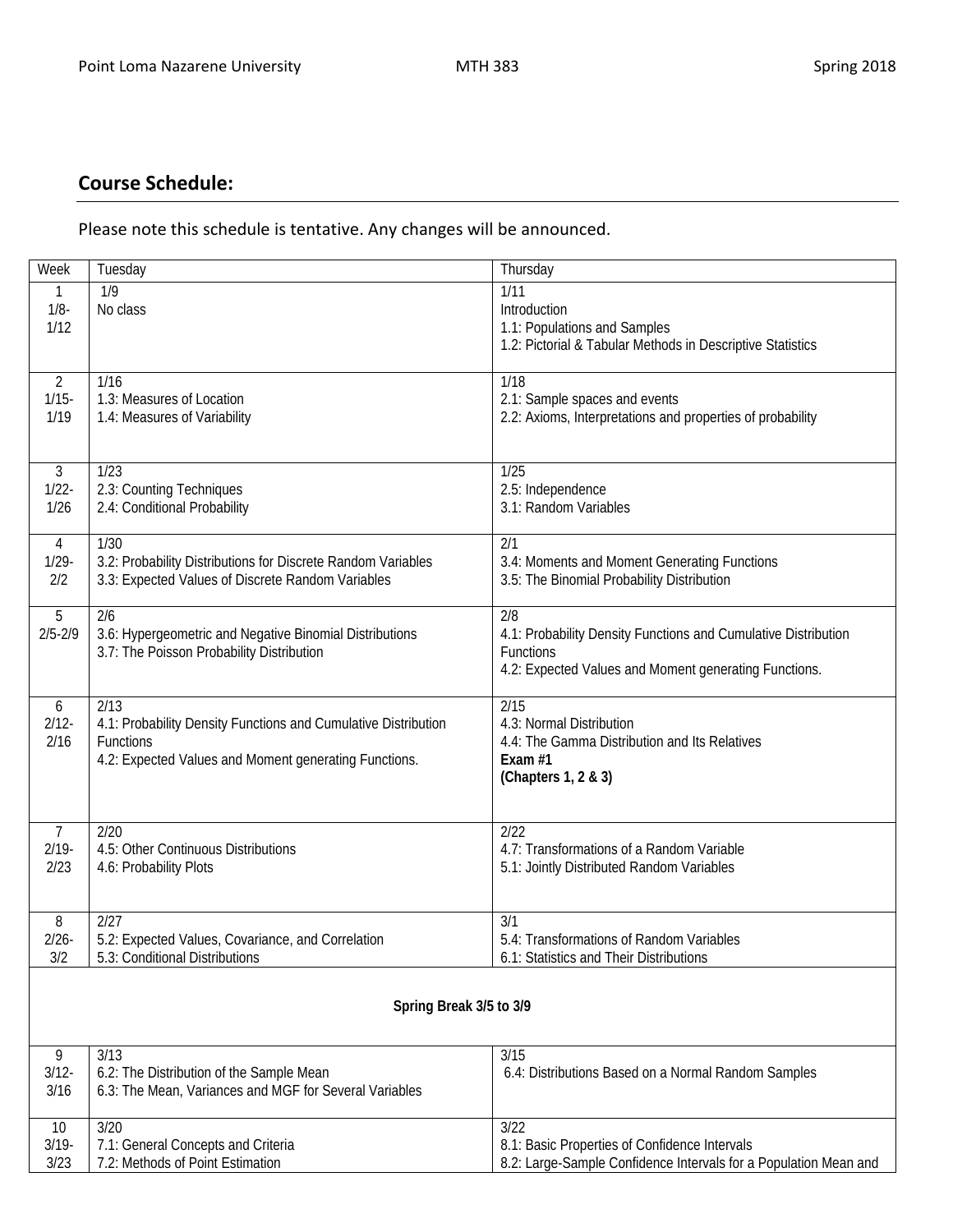## Course Schedule:

Please note this schedule is tentative. Any changes will be announced.

| Week | Tuesday | Thursday |
|---|---|---|
| 1<br>1/8-<br>1/12 | 1/9<br>No class | 1/11<br>Introduction<br>1.1: Populations and Samples<br>1.2: Pictorial & Tabular Methods in Descriptive Statistics |
| 2<br>1/15-<br>1/19 | 1/16<br>1.3: Measures of Location<br>1.4: Measures of Variability | 1/18<br>2.1: Sample spaces and events<br>2.2: Axioms, Interpretations and properties of probability |
| 3<br>1/22-<br>1/26 | 1/23<br>2.3: Counting Techniques<br>2.4: Conditional Probability | 1/25<br>2.5: Independence<br>3.1: Random Variables |
| 4<br>1/29-<br>2/2 | 1/30<br>3.2: Probability Distributions for Discrete Random Variables<br>3.3: Expected Values of Discrete Random Variables | 2/1<br>3.4: Moments and Moment Generating Functions<br>3.5: The Binomial Probability Distribution |
| 5<br>2/5-2/9 | 2/6<br>3.6: Hypergeometric and Negative Binomial Distributions<br>3.7: The Poisson Probability Distribution | 2/8<br>4.1: Probability Density Functions and Cumulative Distribution Functions<br>4.2: Expected Values and Moment generating Functions. |
| 6<br>2/12-<br>2/16 | 2/13<br>4.1: Probability Density Functions and Cumulative Distribution Functions<br>4.2: Expected Values and Moment generating Functions. | 2/15<br>4.3: Normal Distribution<br>4.4: The Gamma Distribution and Its Relatives<br>**Exam #1**<br>**(Chapters 1, 2 & 3)** |
| 7<br>2/19-<br>2/23 | 2/20<br>4.5: Other Continuous Distributions<br>4.6: Probability Plots | 2/22<br>4.7: Transformations of a Random Variable<br>5.1: Jointly Distributed Random Variables |
| 8<br>2/26-<br>3/2 | 2/27<br>5.2: Expected Values, Covariance, and Correlation<br>5.3: Conditional Distributions | 3/1<br>5.4: Transformations of Random Variables<br>6.1: Statistics and Their Distributions |
| | **Spring Break 3/5 to 3/9** | |
| 9<br>3/12-<br>3/16 | 3/13<br>6.2: The Distribution of the Sample Mean<br>6.3: The Mean, Variances and MGF for Several Variables | 3/15<br>6.4: Distributions Based on a Normal Random Samples |
| 10<br>3/19-<br>3/23 | 3/20<br>7.1: General Concepts and Criteria<br>7.2: Methods of Point Estimation | 3/22<br>8.1: Basic Properties of Confidence Intervals<br>8.2: Large-Sample Confidence Intervals for a Population Mean and |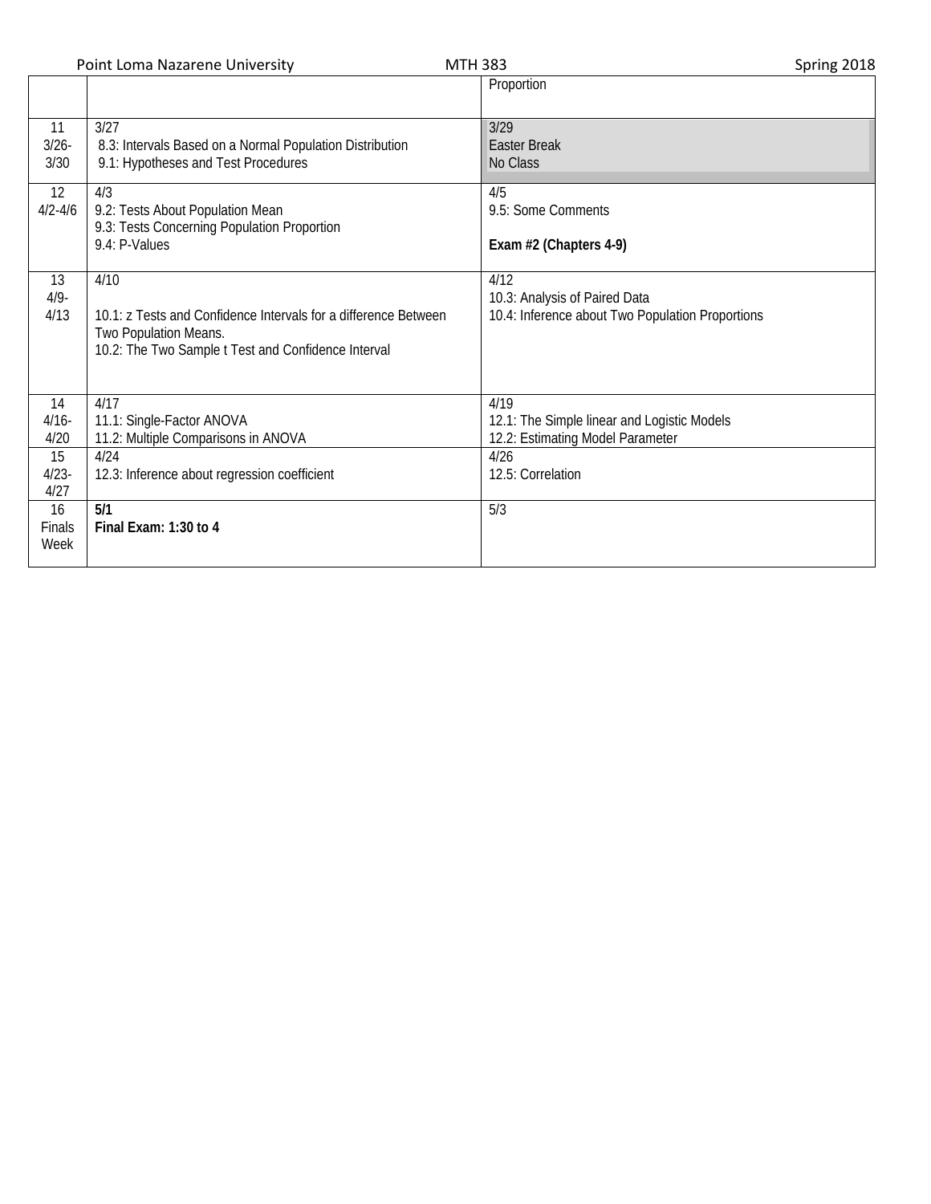| | | |
|---|---|---|
| | | Proportion |
| 11<br>3/26-<br>3/30 | 3/27<br>8.3: Intervals Based on a Normal Population Distribution<br>9.1: Hypotheses and Test Procedures | 3/29<br>Easter Break<br>No Class |
| 12<br>4/2-4/6 | 4/3<br>9.2: Tests About Population Mean<br>9.3: Tests Concerning Population Proportion<br>9.4: P-Values | 4/5<br>9.5: Some Comments<br><br>**Exam #2 (Chapters 4-9)** |
| 13<br>4/9-<br>4/13 | 4/10<br><br>10.1: z Tests and Confidence Intervals for a difference Between Two Population Means.<br>10.2: The Two Sample t Test and Confidence Interval | 4/12<br>10.3: Analysis of Paired Data<br>10.4: Inference about Two Population Proportions |
| 14<br>4/16-<br>4/20 | 4/17<br>11.1: Single-Factor ANOVA<br>11.2: Multiple Comparisons in ANOVA | 4/19<br>12.1: The Simple linear and Logistic Models<br>12.2: Estimating Model Parameter |
| 15<br>4/23-<br>4/27 | 4/24<br>12.3: Inference about regression coefficient | 4/26<br>12.5: Correlation |
| 16<br>Finals<br>Week | **5/1**<br>**Final Exam: 1:30 to 4** | 5/3 |